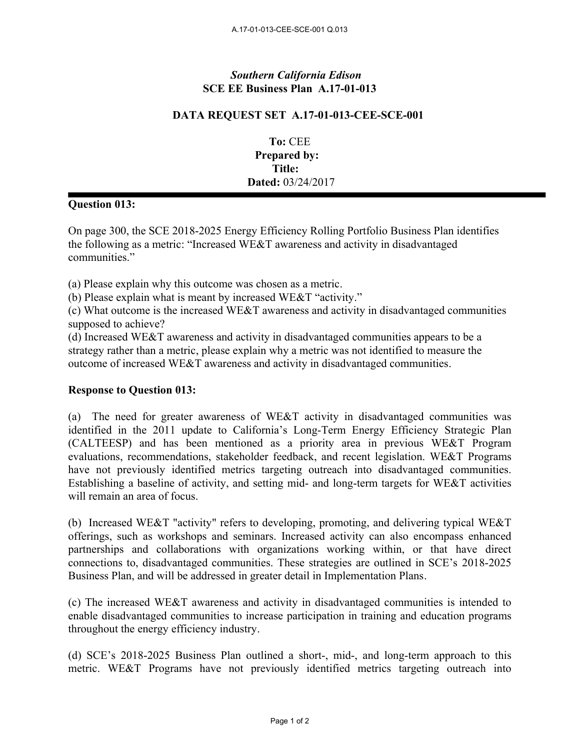*Southern California Edison*
**SCE EE Business Plan A.17-01-013**

**DATA REQUEST SET A.17-01-013-CEE-SCE-001**

**To:** CEE
**Prepared by:**
**Title:**
**Dated:** 03/24/2017

---

**Question 013:**

On page 300, the SCE 2018-2025 Energy Efficiency Rolling Portfolio Business Plan identifies the following as a metric: "Increased WE&T awareness and activity in disadvantaged communities."

(a) Please explain why this outcome was chosen as a metric.
(b) Please explain what is meant by increased WE&T "activity."
(c) What outcome is the increased WE&T awareness and activity in disadvantaged communities supposed to achieve?
(d) Increased WE&T awareness and activity in disadvantaged communities appears to be a strategy rather than a metric, please explain why a metric was not identified to measure the outcome of increased WE&T awareness and activity in disadvantaged communities.

**Response to Question 013:**

(a) The need for greater awareness of WE&T activity in disadvantaged communities was identified in the 2011 update to California's Long-Term Energy Efficiency Strategic Plan (CALTEESP) and has been mentioned as a priority area in previous WE&T Program evaluations, recommendations, stakeholder feedback, and recent legislation. WE&T Programs have not previously identified metrics targeting outreach into disadvantaged communities. Establishing a baseline of activity, and setting mid- and long-term targets for WE&T activities will remain an area of focus.

(b) Increased WE&T "activity" refers to developing, promoting, and delivering typical WE&T offerings, such as workshops and seminars. Increased activity can also encompass enhanced partnerships and collaborations with organizations working within, or that have direct connections to, disadvantaged communities. These strategies are outlined in SCE's 2018-2025 Business Plan, and will be addressed in greater detail in Implementation Plans.

(c) The increased WE&T awareness and activity in disadvantaged communities is intended to enable disadvantaged communities to increase participation in training and education programs throughout the energy efficiency industry.

(d) SCE's 2018-2025 Business Plan outlined a short-, mid-, and long-term approach to this metric. WE&T Programs have not previously identified metrics targeting outreach into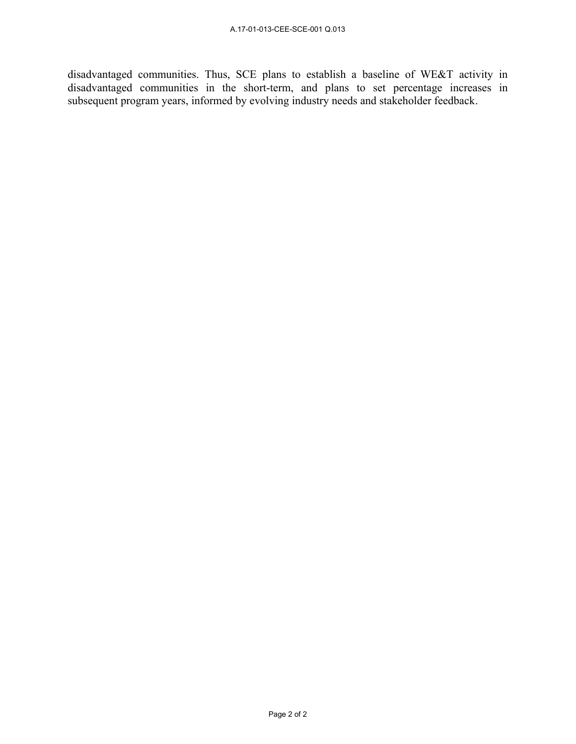disadvantaged communities. Thus, SCE plans to establish a baseline of WE&T activity in disadvantaged communities in the short-term, and plans to set percentage increases in subsequent program years, informed by evolving industry needs and stakeholder feedback.